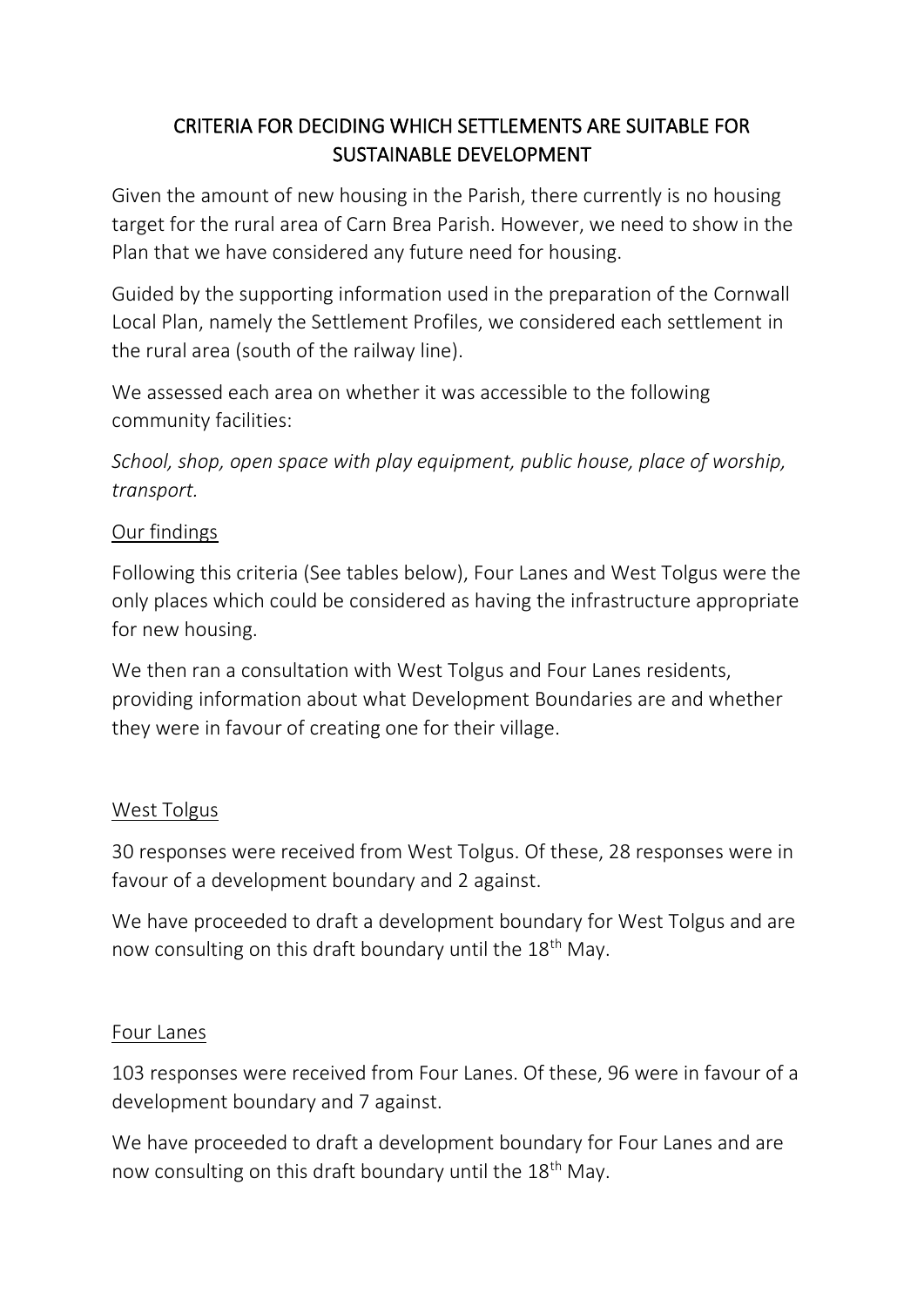# CRITERIA FOR DECIDING WHICH SETTLEMENTS ARE SUITABLE FOR SUSTAINABLE DEVELOPMENT

Given the amount of new housing in the Parish, there currently is no housing target for the rural area of Carn Brea Parish. However, we need to show in the Plan that we have considered any future need for housing.

Guided by the supporting information used in the preparation of the Cornwall Local Plan, namely the Settlement Profiles, we considered each settlement in the rural area (south of the railway line).

We assessed each area on whether it was accessible to the following community facilities:

*School, shop, open space with play equipment, public house, place of worship, transport.*

## Our findings

Following this criteria (See tables below), Four Lanes and West Tolgus were the only places which could be considered as having the infrastructure appropriate for new housing.

We then ran a consultation with West Tolgus and Four Lanes residents, providing information about what Development Boundaries are and whether they were in favour of creating one for their village.

## West Tolgus

30 responses were received from West Tolgus. Of these, 28 responses were in favour of a development boundary and 2 against.

We have proceeded to draft a development boundary for West Tolgus and are now consulting on this draft boundary until the 18th May.

## Four Lanes

103 responses were received from Four Lanes. Of these, 96 were in favour of a development boundary and 7 against.

We have proceeded to draft a development boundary for Four Lanes and are now consulting on this draft boundary until the 18th May.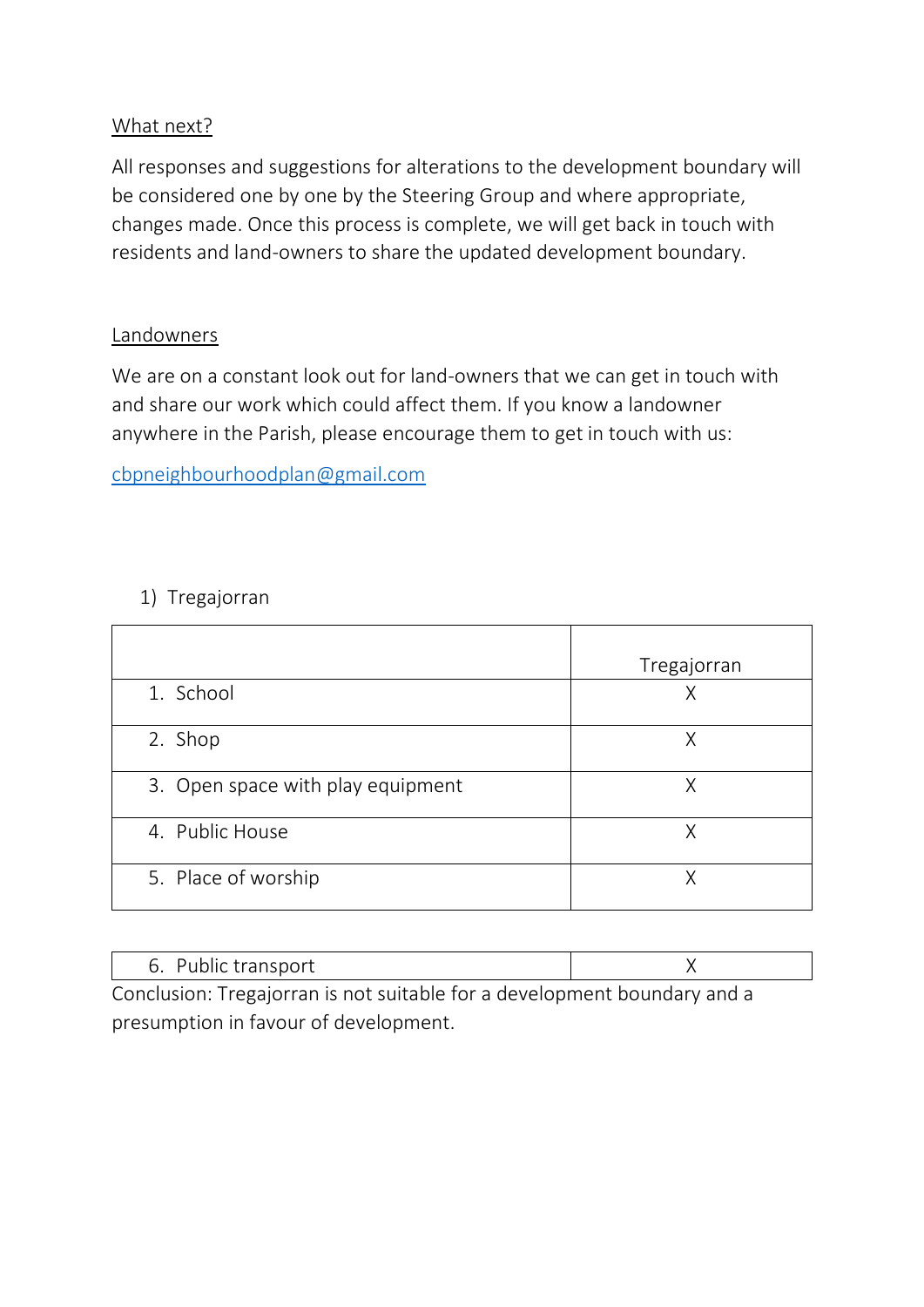What next?

All responses and suggestions for alterations to the development boundary will be considered one by one by the Steering Group and where appropriate, changes made. Once this process is complete, we will get back in touch with residents and land-owners to share the updated development boundary.

Landowners

We are on a constant look out for land-owners that we can get in touch with and share our work which could affect them. If you know a landowner anywhere in the Parish, please encourage them to get in touch with us:

cbpneighbourhoodplan@gmail.com

1) Tregajorran

| | Tregajorran |
|---|---|
| 1. School | X |
| 2. Shop | X |
| 3. Open space with play equipment | X |
| 4. Public House | X |
| 5. Place of worship | X |
| 6. Public transport | X |

Conclusion: Tregajorran is not suitable for a development boundary and a presumption in favour of development.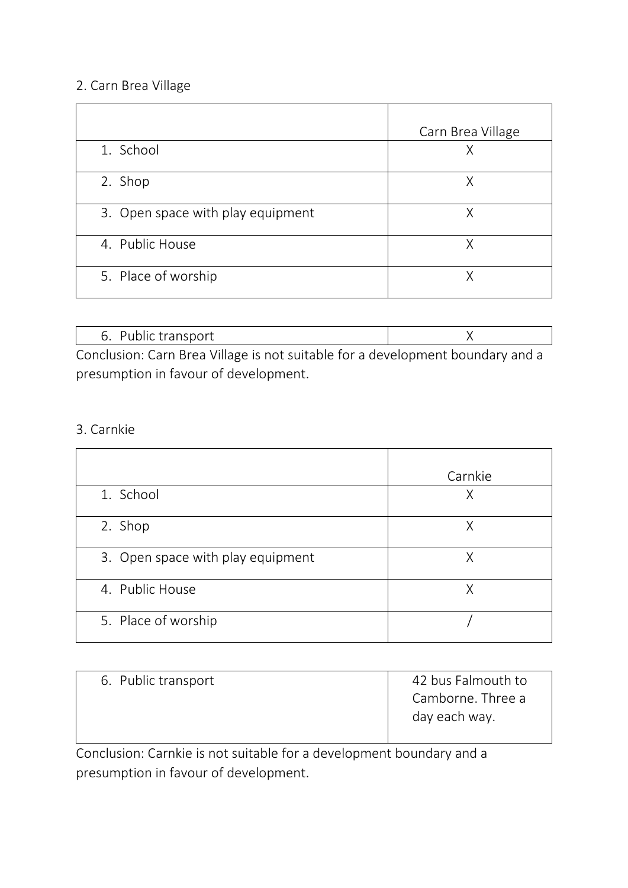2. Carn Brea Village

| | Carn Brea Village |
|---|---|
| 1. School | X |
| 2. Shop | X |
| 3. Open space with play equipment | X |
| 4. Public House | X |
| 5. Place of worship | X |
| 6. Public transport | X |

Conclusion: Carn Brea Village is not suitable for a development boundary and a presumption in favour of development.

3. Carnkie

| | Carnkie |
|---|---|
| 1. School | X |
| 2. Shop | X |
| 3. Open space with play equipment | X |
| 4. Public House | X |
| 5. Place of worship | / |
| 6. Public transport | 42 bus Falmouth to Camborne. Three a day each way. |

Conclusion: Carnkie is not suitable for a development boundary and a presumption in favour of development.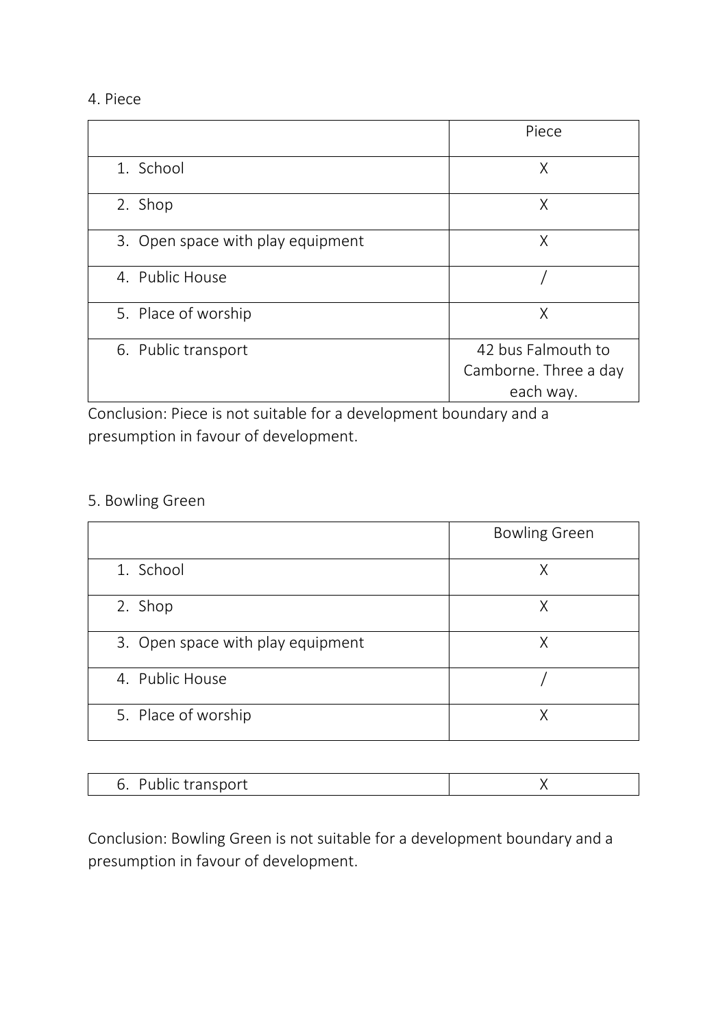4. Piece

| | Piece |
|---|---|
| 1. School | X |
| 2. Shop | X |
| 3. Open space with play equipment | X |
| 4. Public House | / |
| 5. Place of worship | X |
| 6. Public transport | 42 bus Falmouth to Camborne. Three a day each way. |

Conclusion: Piece is not suitable for a development boundary and a presumption in favour of development.

5. Bowling Green

| | Bowling Green |
|---|---|
| 1. School | X |
| 2. Shop | X |
| 3. Open space with play equipment | X |
| 4. Public House | / |
| 5. Place of worship | X |
| 6. Public transport | X |

Conclusion: Bowling Green is not suitable for a development boundary and a presumption in favour of development.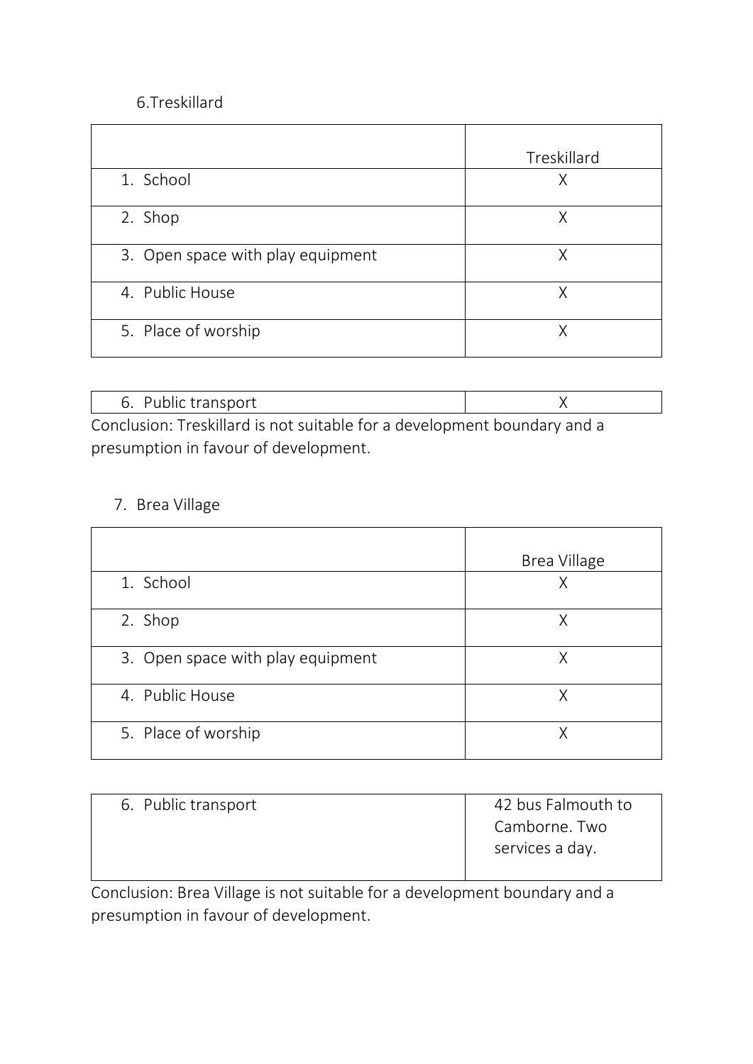## 6.Treskillard

| | Treskillard |
|---|---|
| 1. School | X |
| 2. Shop | X |
| 3. Open space with play equipment | X |
| 4. Public House | X |
| 5. Place of worship | X |
| 6. Public transport | X |

Conclusion: Treskillard is not suitable for a development boundary and a presumption in favour of development.

## 7. Brea Village

| | Brea Village |
|---|---|
| 1. School | X |
| 2. Shop | X |
| 3. Open space with play equipment | X |
| 4. Public House | X |
| 5. Place of worship | X |
| 6. Public transport | 42 bus Falmouth to Camborne. Two services a day. |

Conclusion: Brea Village is not suitable for a development boundary and a presumption in favour of development.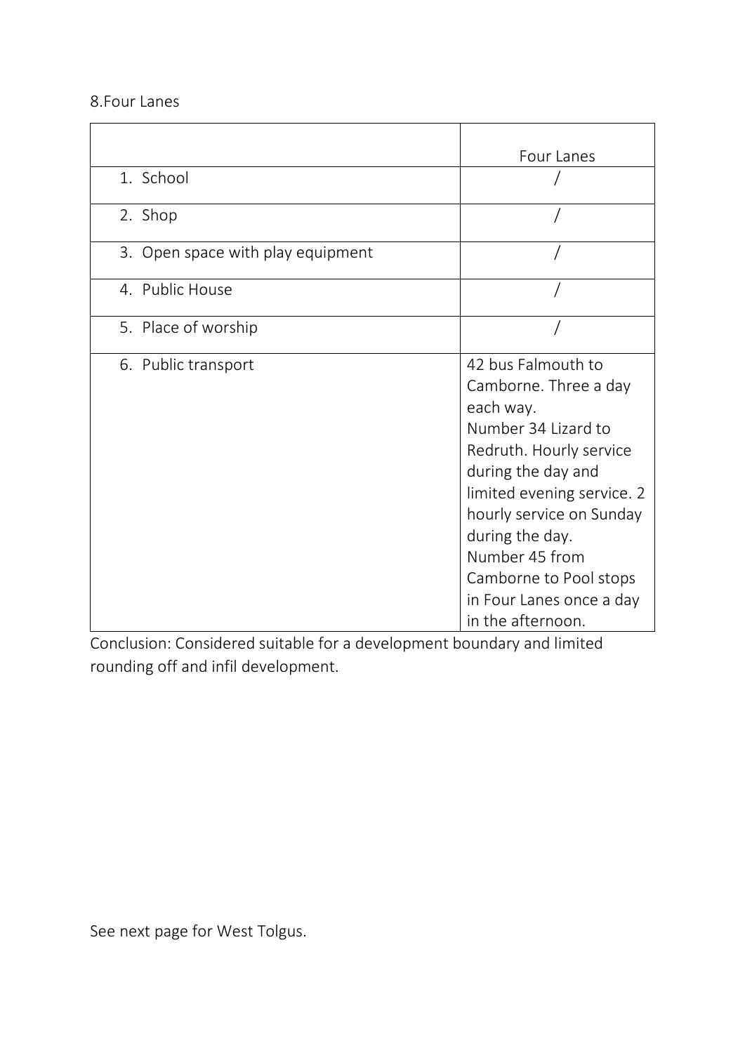8.Four Lanes

| | Four Lanes |
|---|---|
| 1. School | / |
| 2. Shop | / |
| 3. Open space with play equipment | / |
| 4. Public House | / |
| 5. Place of worship | / |
| 6. Public transport | 42 bus Falmouth to Camborne. Three a day each way.<br>Number 34 Lizard to Redruth. Hourly service during the day and limited evening service. 2 hourly service on Sunday during the day.<br>Number 45 from Camborne to Pool stops in Four Lanes once a day in the afternoon. |

Conclusion: Considered suitable for a development boundary and limited rounding off and infil development.

See next page for West Tolgus.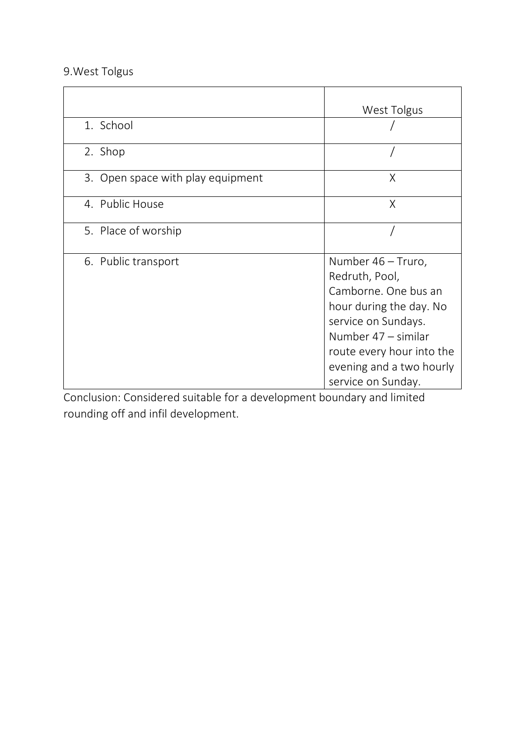9.West Tolgus

| | West Tolgus |
|---|---|
| 1. School | / |
| 2. Shop | / |
| 3. Open space with play equipment | X |
| 4. Public House | X |
| 5. Place of worship | / |
| 6. Public transport | Number 46 – Truro, Redruth, Pool, Camborne. One bus an hour during the day. No service on Sundays. Number 47 – similar route every hour into the evening and a two hourly service on Sunday. |

Conclusion: Considered suitable for a development boundary and limited rounding off and infil development.